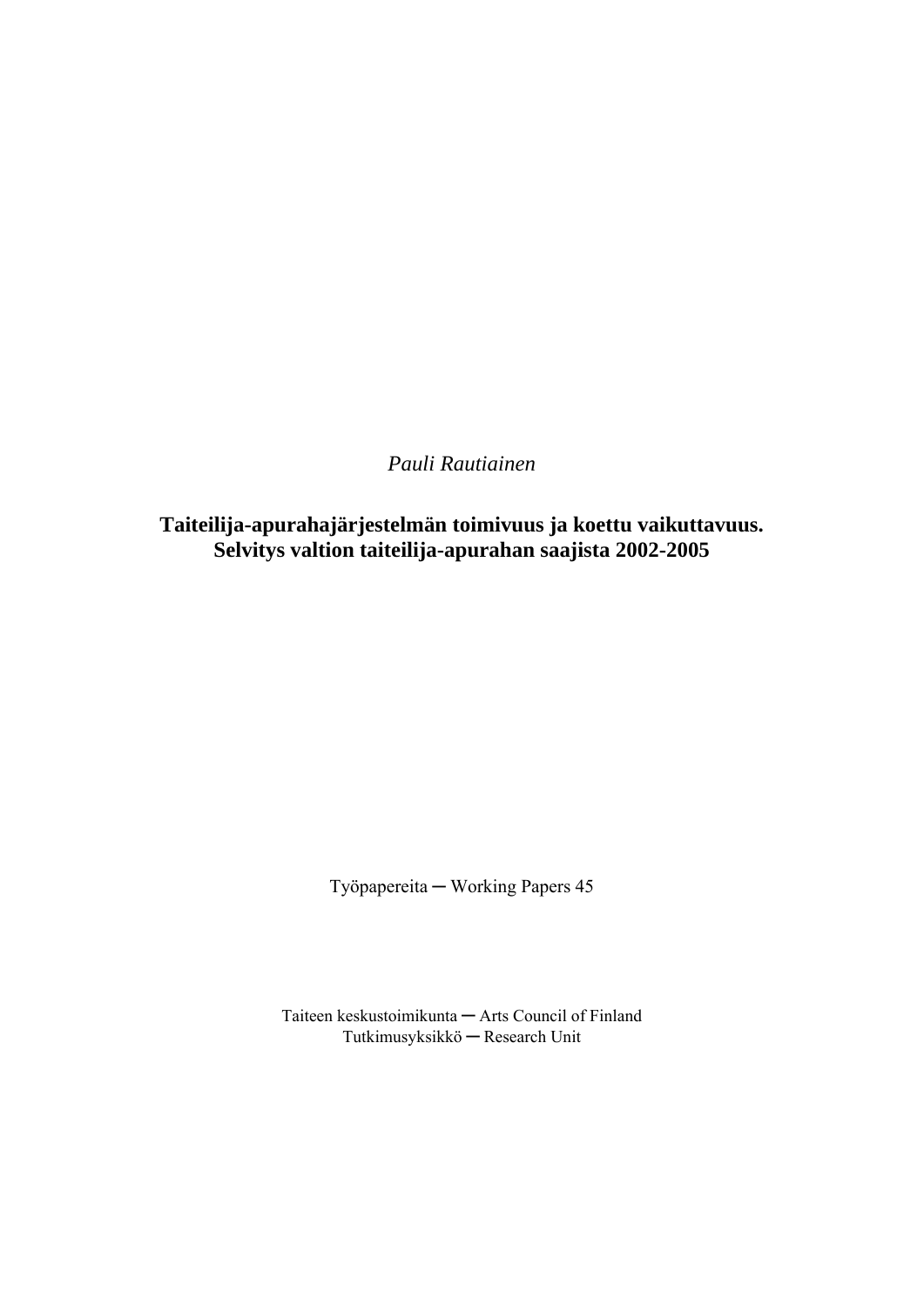*Pauli Rautiainen*

# Taiteilija-apurahajärjestelmän toimivuus ja koettu vaikuttavuus. Selvitys valtion taiteilija-apurahan saajista 2002-2005

Työpapereita ─ Working Papers 45

Taiteen keskustoimikunta ─ Arts Council of Finland
Tutkimusyksikkö ─ Research Unit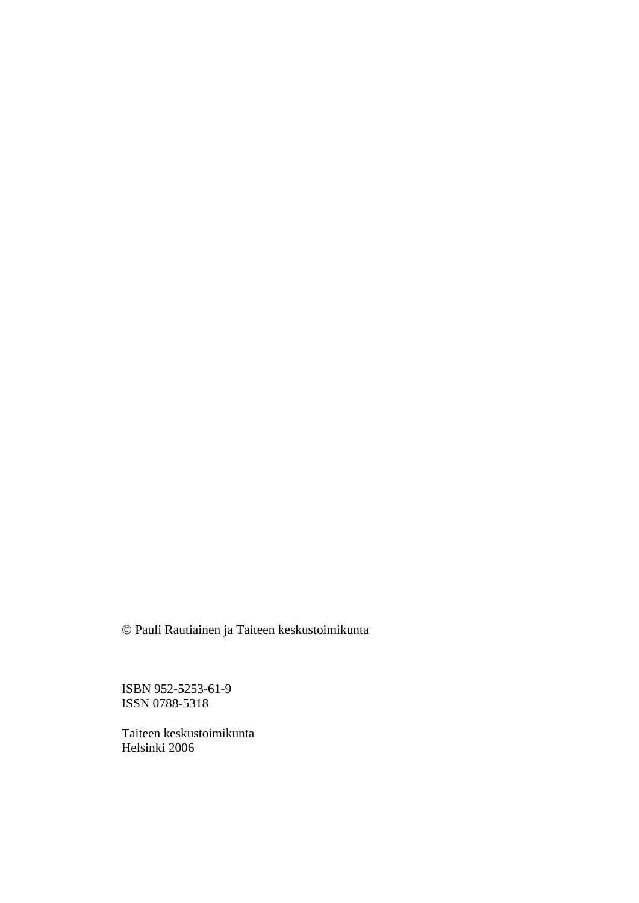© Pauli Rautiainen ja Taiteen keskustoimikunta

ISBN 952-5253-61-9
ISSN 0788-5318

Taiteen keskustoimikunta
Helsinki 2006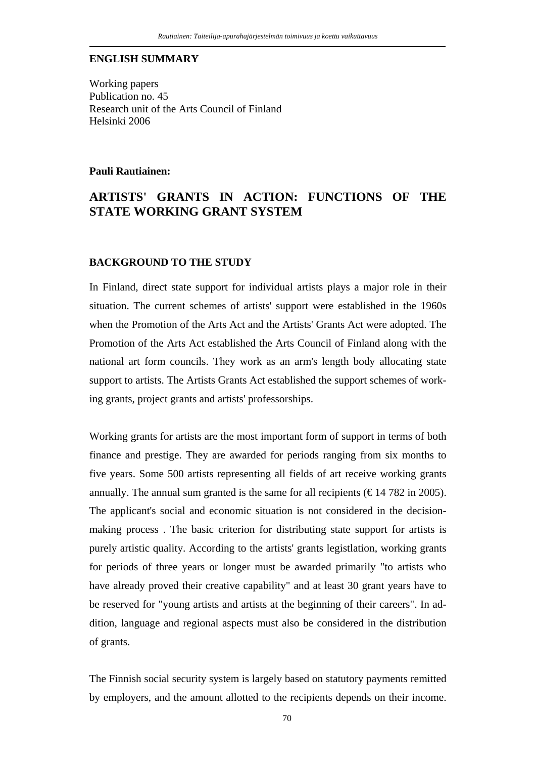## ENGLISH SUMMARY

Working papers
Publication no. 45
Research unit of the Arts Council of Finland
Helsinki 2006

**Pauli Rautiainen:**

# ARTISTS' GRANTS IN ACTION: FUNCTIONS OF THE STATE WORKING GRANT SYSTEM

## BACKGROUND TO THE STUDY

In Finland, direct state support for individual artists plays a major role in their situation. The current schemes of artists' support were established in the 1960s when the Promotion of the Arts Act and the Artists' Grants Act were adopted. The Promotion of the Arts Act established the Arts Council of Finland along with the national art form councils. They work as an arm's length body allocating state support to artists. The Artists Grants Act established the support schemes of working grants, project grants and artists' professorships.

Working grants for artists are the most important form of support in terms of both finance and prestige. They are awarded for periods ranging from six months to five years. Some 500 artists representing all fields of art receive working grants annually. The annual sum granted is the same for all recipients (€ 14 782 in 2005). The applicant's social and economic situation is not considered in the decision-making process . The basic criterion for distributing state support for artists is purely artistic quality. According to the artists' grants legistlation, working grants for periods of three years or longer must be awarded primarily "to artists who have already proved their creative capability" and at least 30 grant years have to be reserved for "young artists and artists at the beginning of their careers". In addition, language and regional aspects must also be considered in the distribution of grants.

The Finnish social security system is largely based on statutory payments remitted by employers, and the amount allotted to the recipients depends on their income.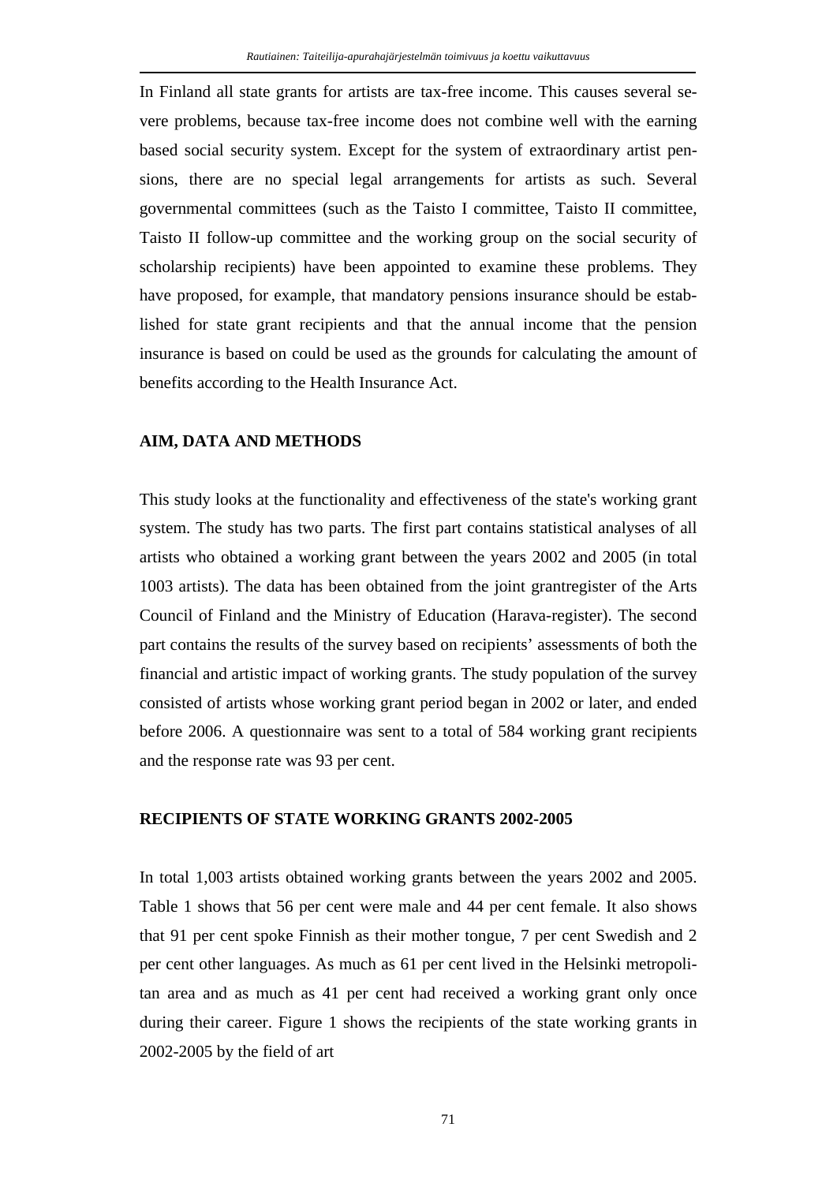In Finland all state grants for artists are tax-free income. This causes several severe problems, because tax-free income does not combine well with the earning based social security system. Except for the system of extraordinary artist pensions, there are no special legal arrangements for artists as such. Several governmental committees (such as the Taisto I committee, Taisto II committee, Taisto II follow-up committee and the working group on the social security of scholarship recipients) have been appointed to examine these problems. They have proposed, for example, that mandatory pensions insurance should be established for state grant recipients and that the annual income that the pension insurance is based on could be used as the grounds for calculating the amount of benefits according to the Health Insurance Act.

## AIM, DATA AND METHODS

This study looks at the functionality and effectiveness of the state's working grant system. The study has two parts. The first part contains statistical analyses of all artists who obtained a working grant between the years 2002 and 2005 (in total 1003 artists). The data has been obtained from the joint grantregister of the Arts Council of Finland and the Ministry of Education (Harava-register). The second part contains the results of the survey based on recipients' assessments of both the financial and artistic impact of working grants. The study population of the survey consisted of artists whose working grant period began in 2002 or later, and ended before 2006. A questionnaire was sent to a total of 584 working grant recipients and the response rate was 93 per cent.

## RECIPIENTS OF STATE WORKING GRANTS 2002-2005

In total 1,003 artists obtained working grants between the years 2002 and 2005. Table 1 shows that 56 per cent were male and 44 per cent female. It also shows that 91 per cent spoke Finnish as their mother tongue, 7 per cent Swedish and 2 per cent other languages. As much as 61 per cent lived in the Helsinki metropolitan area and as much as 41 per cent had received a working grant only once during their career. Figure 1 shows the recipients of the state working grants in 2002-2005 by the field of art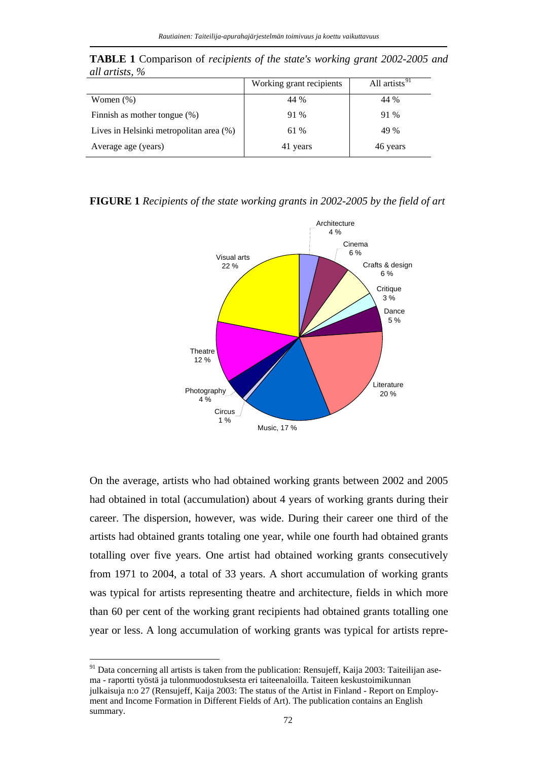**TABLE 1** Comparison of *recipients of the state's working grant 2002-2005 and all artists, %*

| | Working grant recipients | All artists[91] |
|---|---|---|
| Women (%) | 44 % | 44 % |
| Finnish as mother tongue (%) | 91 % | 91 % |
| Lives in Helsinki metropolitan area (%) | 61 % | 49 % |
| Average age (years) | 41 years | 46 years |

**FIGURE 1** *Recipients of the state working grants in 2002-2005 by the field of art*

| Field of art | % |
|---|---|
| Architecture | 4 % |
| Cinema | 6 % |
| Crafts & design | 6 % |
| Critique | 3 % |
| Dance | 5 % |
| Literature | 20 % |
| Music | 17 % |
| Circus | 1 % |
| Photography | 4 % |
| Theatre | 12 % |
| Visual arts | 22 % |

On the average, artists who had obtained working grants between 2002 and 2005 had obtained in total (accumulation) about 4 years of working grants during their career. The dispersion, however, was wide. During their career one third of the artists had obtained grants totaling one year, while one fourth had obtained grants totalling over five years. One artist had obtained working grants consecutively from 1971 to 2004, a total of 33 years. A short accumulation of working grants was typical for artists representing theatre and architecture, fields in which more than 60 per cent of the working grant recipients had obtained grants totalling one year or less. A long accumulation of working grants was typical for artists repre-

[91] Data concerning all artists is taken from the publication: Rensujeff, Kaija 2003: Taiteilijan asema - raportti työstä ja tulonmuodostuksesta eri taiteenaloilla. Taiteen keskustoimikunnan julkaisuja n:o 27 (Rensujeff, Kaija 2003: The status of the Artist in Finland - Report on Employment and Income Formation in Different Fields of Art). The publication contains an English summary.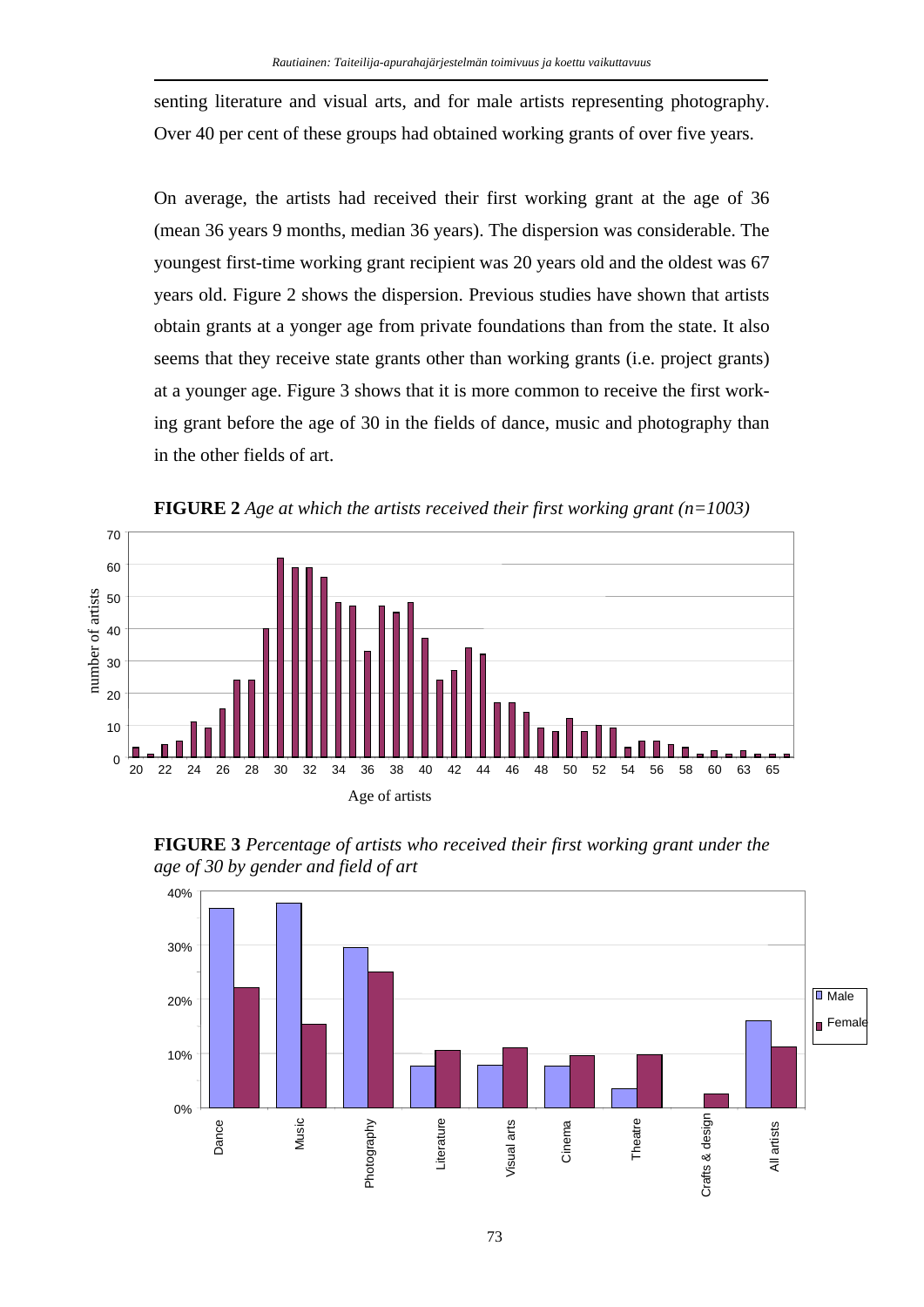senting literature and visual arts, and for male artists representing photography. Over 40 per cent of these groups had obtained working grants of over five years.

On average, the artists had received their first working grant at the age of 36 (mean 36 years 9 months, median 36 years). The dispersion was considerable. The youngest first-time working grant recipient was 20 years old and the oldest was 67 years old. Figure 2 shows the dispersion. Previous studies have shown that artists obtain grants at a yonger age from private foundations than from the state. It also seems that they receive state grants other than working grants (i.e. project grants) at a younger age. Figure 3 shows that it is more common to receive the first working grant before the age of 30 in the fields of dance, music and photography than in the other fields of art.

**FIGURE 2** *Age at which the artists received their first working grant (n=1003)*

**FIGURE 3** *Percentage of artists who received their first working grant under the age of 30 by gender and field of art*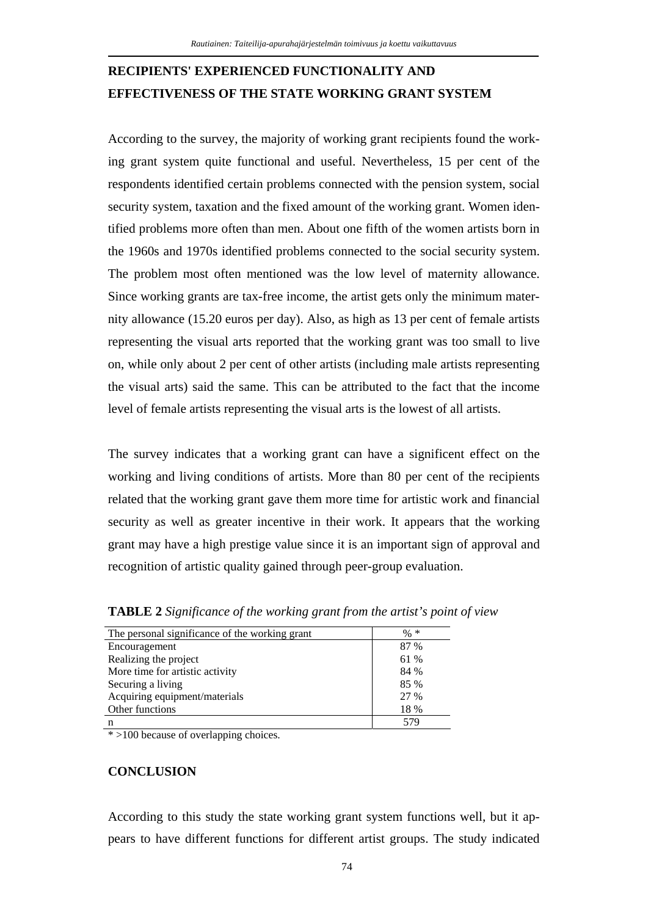## RECIPIENTS' EXPERIENCED FUNCTIONALITY AND EFFECTIVENESS OF THE STATE WORKING GRANT SYSTEM

According to the survey, the majority of working grant recipients found the working grant system quite functional and useful. Nevertheless, 15 per cent of the respondents identified certain problems connected with the pension system, social security system, taxation and the fixed amount of the working grant. Women identified problems more often than men. About one fifth of the women artists born in the 1960s and 1970s identified problems connected to the social security system. The problem most often mentioned was the low level of maternity allowance. Since working grants are tax-free income, the artist gets only the minimum maternity allowance (15.20 euros per day). Also, as high as 13 per cent of female artists representing the visual arts reported that the working grant was too small to live on, while only about 2 per cent of other artists (including male artists representing the visual arts) said the same. This can be attributed to the fact that the income level of female artists representing the visual arts is the lowest of all artists.

The survey indicates that a working grant can have a significent effect on the working and living conditions of artists. More than 80 per cent of the recipients related that the working grant gave them more time for artistic work and financial security as well as greater incentive in their work. It appears that the working grant may have a high prestige value since it is an important sign of approval and recognition of artistic quality gained through peer-group evaluation.

**TABLE 2** *Significance of the working grant from the artist's point of view*

| The personal significance of the working grant | % * |
|---|---|
| Encouragement | 87 % |
| Realizing the project | 61 % |
| More time for artistic activity | 84 % |
| Securing a living | 85 % |
| Acquiring equipment/materials | 27 % |
| Other functions | 18 % |
| n | 579 |

* >100 because of overlapping choices.

## CONCLUSION

According to this study the state working grant system functions well, but it appears to have different functions for different artist groups. The study indicated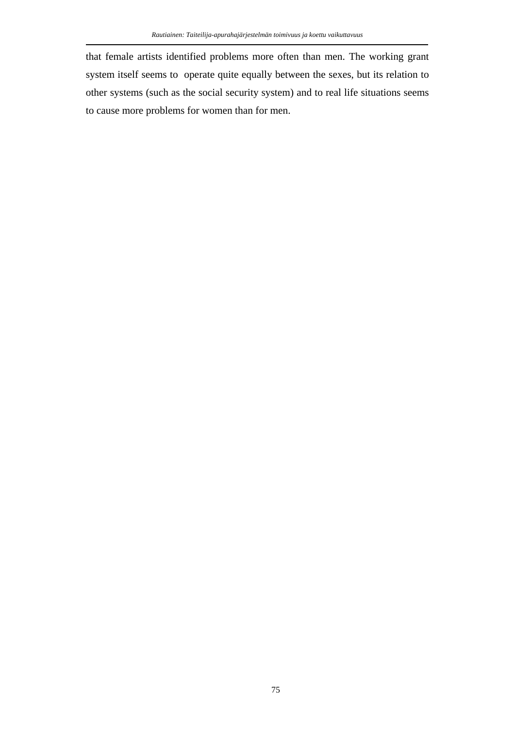that female artists identified problems more often than men. The working grant system itself seems to operate quite equally between the sexes, but its relation to other systems (such as the social security system) and to real life situations seems to cause more problems for women than for men.